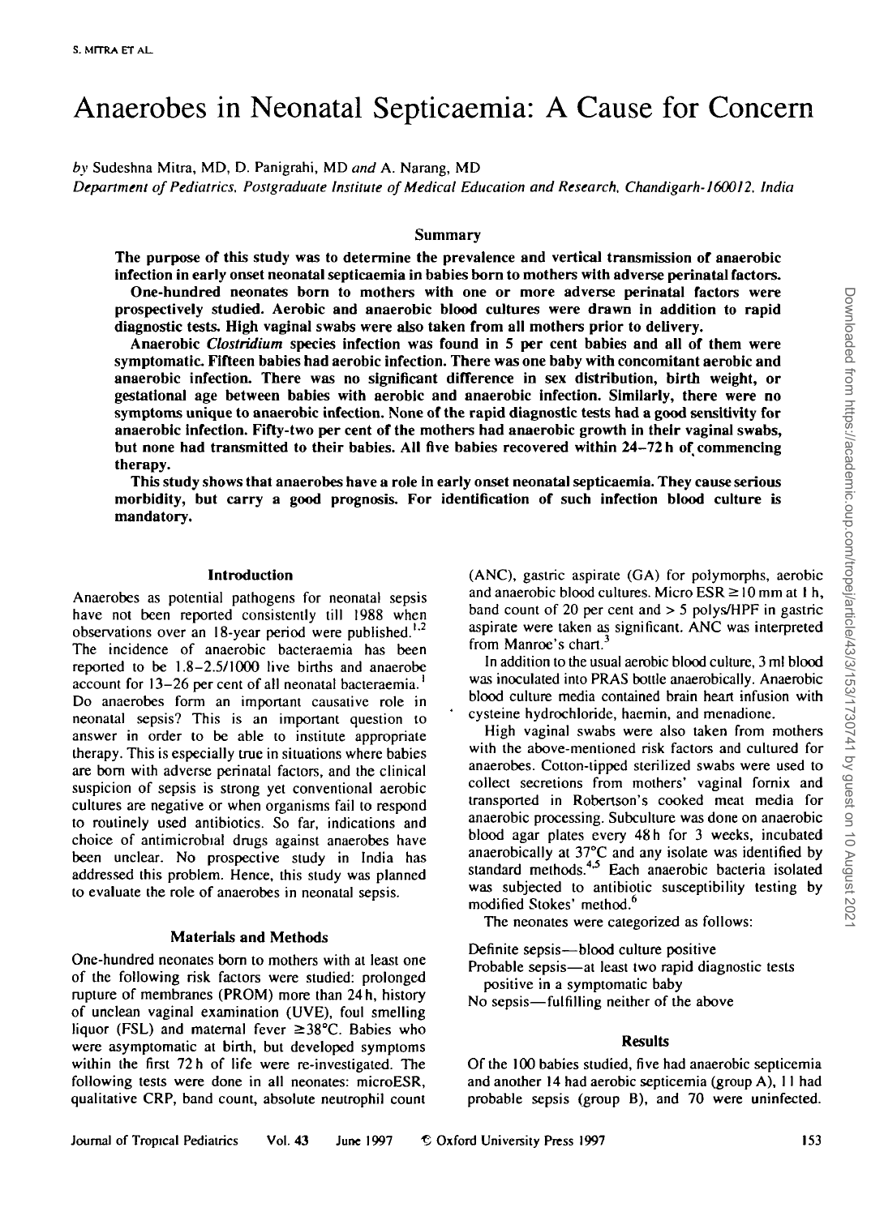# Anaerobes in Neonatal Septicaemia: A Cause for Concern

*by* Sudeshna Mitra, MD, D. Panigrahi, MD *and* A. Narang, MD

*Department of Pediatrics, Postgraduate Institute of Medical Education and Research, Chandigarh-160012, India*

## Summary

**The purpose of this study was to determine the prevalence and vertical transmission of anaerobic infection in early onset neonatal septicaemia in babies born to mothers with adverse perinatal factors.**

**One-hundred neonates born to mothers with one or more adverse perinatal factors were prospectively studied. Aerobic and anaerobic blood cultures were drawn in addition to rapid diagnostic tests. High vaginal swabs were also taken from all mothers prior to delivery.**

**Anaerobic *Clostridium* species infection was found in 5 per cent babies and all of them were symptomatic. Fifteen babies had aerobic infection. There was one baby with concomitant aerobic and anaerobic infection. There was no significant difference in sex distribution, birth weight, or gestational age between babies with aerobic and anaerobic infection. Similarly, there were no symptoms unique to anaerobic infection. None of the rapid diagnostic tests had a good sensitivity for anaerobic infection. Fifty-two per cent of the mothers had anaerobic growth in their vaginal swabs, but none had transmitted to their babies. All five babies recovered within 24–72 h of commencing therapy.**

**This study shows that anaerobes have a role in early onset neonatal septicaemia. They cause serious morbidity, but carry a good prognosis. For identification of such infection blood culture is mandatory.**

## Introduction

Anaerobes as potential pathogens for neonatal sepsis have not been reported consistently till 1988 when observations over an 18-year period were published.[1,2] The incidence of anaerobic bacteraemia has been reported to be 1.8–2.5/1000 live births and anaerobe account for 13–26 per cent of all neonatal bacteraemia.[1] Do anaerobes form an important causative role in neonatal sepsis? This is an important question to answer in order to be able to institute appropriate therapy. This is especially true in situations where babies are born with adverse perinatal factors, and the clinical suspicion of sepsis is strong yet conventional aerobic cultures are negative or when organisms fail to respond to routinely used antibiotics. So far, indications and choice of antimicrobial drugs against anaerobes have been unclear. No prospective study in India has addressed this problem. Hence, this study was planned to evaluate the role of anaerobes in neonatal sepsis.

## Materials and Methods

One-hundred neonates born to mothers with at least one of the following risk factors were studied: prolonged rupture of membranes (PROM) more than 24 h, history of unclean vaginal examination (UVE), foul smelling liquor (FSL) and maternal fever $\geq$38°C. Babies who were asymptomatic at birth, but developed symptoms within the first 72 h of life were re-investigated. The following tests were done in all neonates: microESR, qualitative CRP, band count, absolute neutrophil count (ANC), gastric aspirate (GA) for polymorphs, aerobic and anaerobic blood cultures. Micro ESR $\geq$10 mm at 1 h, band count of 20 per cent and > 5 polys/HPF in gastric aspirate were taken as significant. ANC was interpreted from Manroe's chart.[3]

In addition to the usual aerobic blood culture, 3 ml blood was inoculated into PRAS bottle anaerobically. Anaerobic blood culture media contained brain heart infusion with cysteine hydrochloride, haemin, and menadione.

High vaginal swabs were also taken from mothers with the above-mentioned risk factors and cultured for anaerobes. Cotton-tipped sterilized swabs were used to collect secretions from mothers' vaginal fornix and transported in Robertson's cooked meat media for anaerobic processing. Subculture was done on anaerobic blood agar plates every 48 h for 3 weeks, incubated anaerobically at 37°C and any isolate was identified by standard methods.[4,5] Each anaerobic bacteria isolated was subjected to antibiotic susceptibility testing by modified Stokes' method.[6]

The neonates were categorized as follows:

Definite sepsis—blood culture positive
Probable sepsis—at least two rapid diagnostic tests positive in a symptomatic baby
No sepsis—fulfilling neither of the above

## Results

Of the 100 babies studied, five had anaerobic septicemia and another 14 had aerobic septicemia (group A), 11 had probable sepsis (group B), and 70 were uninfected.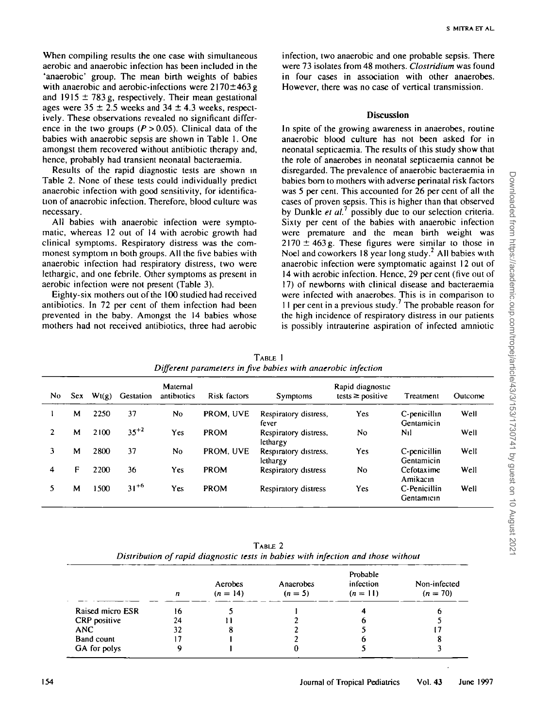When compiling results the one case with simultaneous aerobic and anaerobic infection has been included in the 'anaerobic' group. The mean birth weights of babies with anaerobic and aerobic-infections were $2170 \pm 463$ g and $1915 \pm 783$ g, respectively. Their mean gestational ages were $35 \pm 2.5$ weeks and $34 \pm 4.3$ weeks, respectively. These observations revealed no significant difference in the two groups ($P > 0.05$). Clinical data of the babies with anaerobic sepsis are shown in Table 1. One amongst them recovered without antibiotic therapy and, hence, probably had transient neonatal bacteraemia.

Results of the rapid diagnostic tests are shown in Table 2. None of these tests could individually predict anaerobic infection with good sensitivity, for identification of anaerobic infection. Therefore, blood culture was necessary.

All babies with anaerobic infection were symptomatic, whereas 12 out of 14 with aerobic growth had clinical symptoms. Respiratory distress was the commonest symptom in both groups. All the five babies with anaerobic infection had respiratory distress, two were lethargic, and one febrile. Other symptoms as present in aerobic infection were not present (Table 3).

Eighty-six mothers out of the 100 studied had received antibiotics. In 72 per cent of them infection had been prevented in the baby. Amongst the 14 babies whose mothers had not received antibiotics, three had aerobic infection, two anaerobic and one probable sepsis. There were 73 isolates from 48 mothers. *Clostridium* was found in four cases in association with other anaerobes. However, there was no case of vertical transmission.

## Discussion

In spite of the growing awareness in anaerobes, routine anaerobic blood culture has not been asked for in neonatal septicaemia. The results of this study show that the role of anaerobes in neonatal septicaemia cannot be disregarded. The prevalence of anaerobic bacteraemia in babies born to mothers with adverse perinatal risk factors was 5 per cent. This accounted for 26 per cent of all the cases of proven sepsis. This is higher than that observed by Dunkle *et al.*[7] possibly due to our selection criteria. Sixty per cent of the babies with anaerobic infection were premature and the mean birth weight was $2170 \pm 463$ g. These figures were similar to those in Noel and coworkers 18 year long study.[2] All babies with anaerobic infection were symptomatic against 12 out of 14 with aerobic infection. Hence, 29 per cent (five out of 17) of newborns with clinical disease and bacteraemia were infected with anaerobes. This is in comparison to 11 per cent in a previous study.[7] The probable reason for the high incidence of respiratory distress in our patients is possibly intrauterine aspiration of infected amniotic

TABLE 1
*Different parameters in five babies with anaerobic infection*

| No | Sex | Wt(g) | Gestation | Maternal antibiotics | Risk factors | Symptoms | Rapid diagnostic tests ≥ positive | Treatment | Outcome |
|---|---|---|---|---|---|---|---|---|---|
| 1 | M | 2250 | 37 | No | PROM, UVE | Respiratory distress, fever | Yes | C-penicillin Gentamicin | Well |
| 2 | M | 2100 | $35^{+2}$ | Yes | PROM | Respiratory distress, lethargy | No | Nil | Well |
| 3 | M | 2800 | 37 | No | PROM, UVE | Respiratory distress, lethargy | Yes | C-penicillin Gentamicin | Well |
| 4 | F | 2200 | 36 | Yes | PROM | Respiratory distress | No | Cefotaxime Amikacin | Well |
| 5 | M | 1500 | $31^{+6}$ | Yes | PROM | Respiratory distress | Yes | C-Penicillin Gentamicin | Well |

TABLE 2
*Distribution of rapid diagnostic tests in babies with infection and those without*

| | n | Aerobes ($n = 14$) | Anaerobes ($n = 5$) | Probable infection ($n = 11$) | Non-infected ($n = 70$) |
|---|---|---|---|---|---|
| Raised micro ESR | 16 | 5 | 1 | 4 | 6 |
| CRP positive | 24 | 11 | 2 | 6 | 5 |
| ANC | 32 | 8 | 2 | 5 | 17 |
| Band count | 17 | 1 | 2 | 6 | 8 |
| GA for polys | 9 | 1 | 0 | 5 | 3 |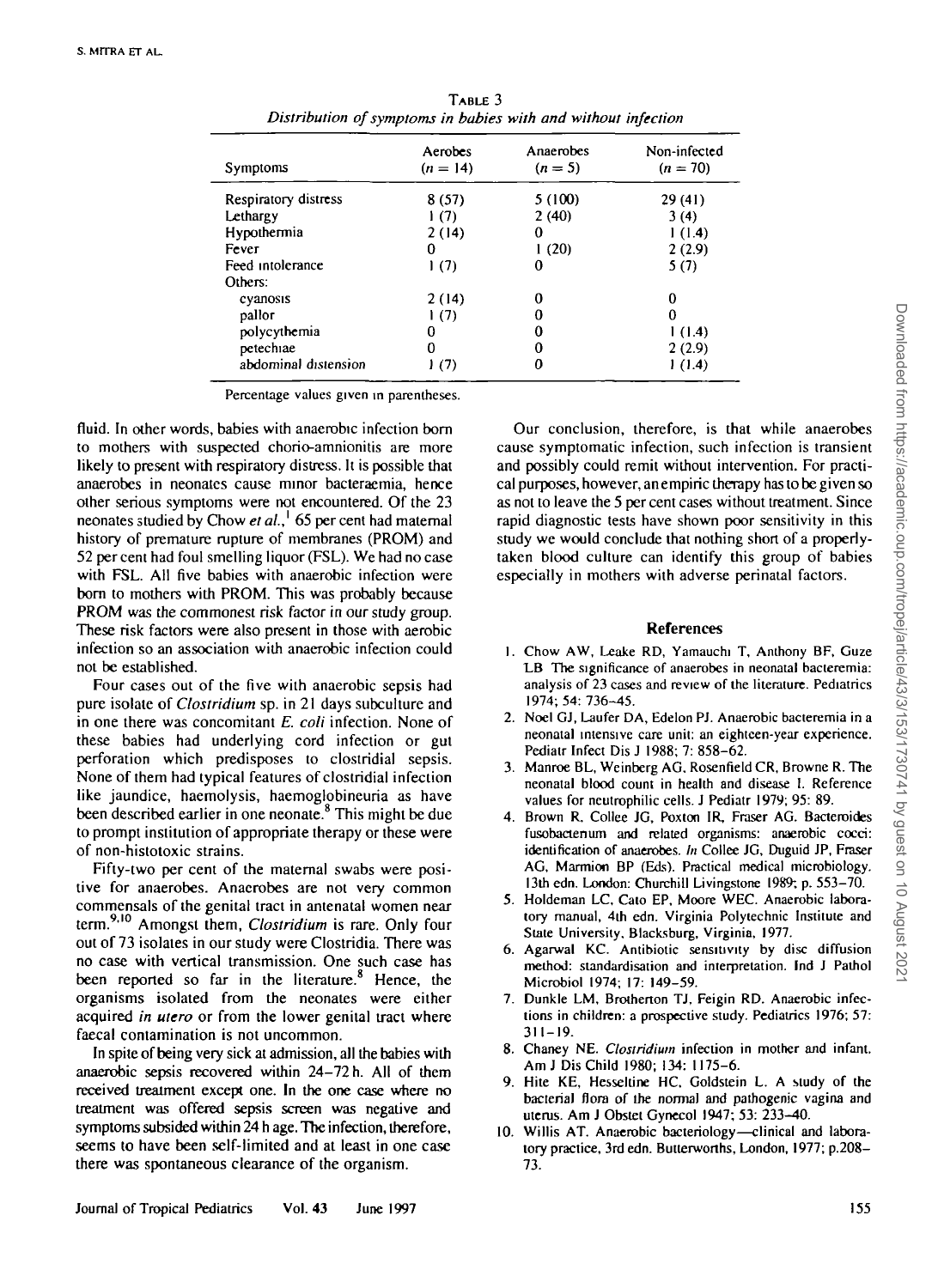TABLE 3
*Distribution of symptoms in babies with and without infection*

| Symptoms | Aerobes ($n = 14$) | Anaerobes ($n = 5$) | Non-infected ($n = 70$) |
|---|---|---|---|
| Respiratory distress | 8 (57) | 5 (100) | 29 (41) |
| Lethargy | 1 (7) | 2 (40) | 3 (4) |
| Hypothermia | 2 (14) | 0 | 1 (1.4) |
| Fever | 0 | 1 (20) | 2 (2.9) |
| Feed intolerance | 1 (7) | 0 | 5 (7) |
| Others: | | | |
| cyanosis | 2 (14) | 0 | 0 |
| pallor | 1 (7) | 0 | 0 |
| polycythemia | 0 | 0 | 1 (1.4) |
| petechiae | 0 | 0 | 2 (2.9) |
| abdominal distension | 1 (7) | 0 | 1 (1.4) |

Percentage values given in parentheses.

fluid. In other words, babies with anaerobic infection born to mothers with suspected chorio-amnionitis are more likely to present with respiratory distress. It is possible that anaerobes in neonates cause minor bacteraemia, hence other serious symptoms were not encountered. Of the 23 neonates studied by Chow *et al.*,[1] 65 per cent had maternal history of premature rupture of membranes (PROM) and 52 per cent had foul smelling liquor (FSL). We had no case with FSL. All five babies with anaerobic infection were born to mothers with PROM. This was probably because PROM was the commonest risk factor in our study group. These risk factors were also present in those with aerobic infection so an association with anaerobic infection could not be established.

Four cases out of the five with anaerobic sepsis had pure isolate of *Clostridium* sp. in 21 days subculture and in one there was concomitant *E. coli* infection. None of these babies had underlying cord infection or gut perforation which predisposes to clostridial sepsis. None of them had typical features of clostridial infection like jaundice, haemolysis, haemoglobineuria as have been described earlier in one neonate.[8] This might be due to prompt institution of appropriate therapy or these were of non-histotoxic strains.

Fifty-two per cent of the maternal swabs were positive for anaerobes. Anaerobes are not very common commensals of the genital tract in antenatal women near term.[9,10] Amongst them, *Clostridium* is rare. Only four out of 73 isolates in our study were Clostridia. There was no case with vertical transmission. One such case has been reported so far in the literature.[8] Hence, the organisms isolated from the neonates were either acquired *in utero* or from the lower genital tract where faecal contamination is not uncommon.

In spite of being very sick at admission, all the babies with anaerobic sepsis recovered within 24–72 h. All of them received treatment except one. In the one case where no treatment was offered sepsis screen was negative and symptoms subsided within 24 h age. The infection, therefore, seems to have been self-limited and at least in one case there was spontaneous clearance of the organism.

Our conclusion, therefore, is that while anaerobes cause symptomatic infection, such infection is transient and possibly could remit without intervention. For practical purposes, however, an empiric therapy has to be given so as not to leave the 5 per cent cases without treatment. Since rapid diagnostic tests have shown poor sensitivity in this study we would conclude that nothing short of a properly-taken blood culture can identify this group of babies especially in mothers with adverse perinatal factors.

## References

1. Chow AW, Leake RD, Yamauchi T, Anthony BF, Guze LB The significance of anaerobes in neonatal bacteremia: analysis of 23 cases and review of the literature. Pediatrics 1974; 54: 736–45.
2. Noel GJ, Laufer DA, Edelon PJ. Anaerobic bacteremia in a neonatal intensive care unit: an eighteen-year experience. Pediatr Infect Dis J 1988; 7: 858–62.
3. Manroe BL, Weinberg AG, Rosenfield CR, Browne R. The neonatal blood count in health and disease I. Reference values for neutrophilic cells. J Pediatr 1979; 95: 89.
4. Brown R, Collee JG, Poxton IR, Fraser AG. Bacteroides fusobacterium and related organisms: anaerobic cocci: identification of anaerobes. *In* Collee JG, Duguid JP, Fraser AG, Marmion BP (Eds). Practical medical microbiology. 13th edn. London: Churchill Livingstone 1989; p. 553–70.
5. Holdeman LC, Cato EP, Moore WEC. Anaerobic laboratory manual, 4th edn. Virginia Polytechnic Institute and State University, Blacksburg, Virginia, 1977.
6. Agarwal KC. Antibiotic sensitivity by disc diffusion method: standardisation and interpretation. Ind J Pathol Microbiol 1974; 17: 149–59.
7. Dunkle LM, Brotherton TJ, Feigin RD. Anaerobic infections in children: a prospective study. Pediatrics 1976; 57: 311–19.
8. Chaney NE. *Clostridium* infection in mother and infant. Am J Dis Child 1980; 134: 1175–6.
9. Hite KE, Hesseltine HC, Goldstein L. A study of the bacterial flora of the normal and pathogenic vagina and uterus. Am J Obstet Gynecol 1947; 53: 233–40.
10. Willis AT. Anaerobic bacteriology—clinical and laboratory practice, 3rd edn. Butterworths, London, 1977; p.208–73.